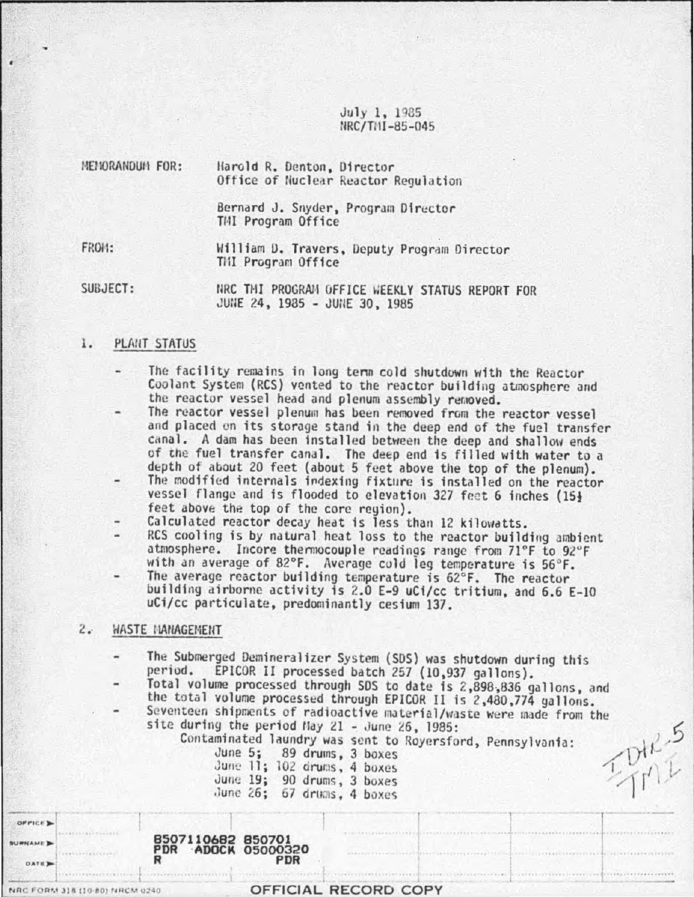July 1, 1985
NRC/TMI-85-045

MEMORANDUM FOR: Harold R. Denton, Director
Office of Nuclear Reactor Regulation

Bernard J. Snyder, Program Director
TMI Program Office

FROM: William D. Travers, Deputy Program Director
TMI Program Office

SUBJECT: NRC TMI PROGRAM OFFICE WEEKLY STATUS REPORT FOR
JUNE 24, 1985 - JUNE 30, 1985

## 1. PLANT STATUS

- The facility remains in long term cold shutdown with the Reactor Coolant System (RCS) vented to the reactor building atmosphere and the reactor vessel head and plenum assembly removed.
- The reactor vessel plenum has been removed from the reactor vessel and placed on its storage stand in the deep end of the fuel transfer canal. A dam has been installed between the deep and shallow ends of the fuel transfer canal. The deep end is filled with water to a depth of about 20 feet (about 5 feet above the top of the plenum).
- The modified internals indexing fixture is installed on the reactor vessel flange and is flooded to elevation 327 feet 6 inches (15½ feet above the top of the core region).
- Calculated reactor decay heat is less than 12 kilowatts.
- RCS cooling is by natural heat loss to the reactor building ambient atmosphere. Incore thermocouple readings range from 71°F to 92°F with an average of 82°F. Average cold leg temperature is 56°F.
- The average reactor building temperature is 62°F. The reactor building airborne activity is 2.0 E-9 uCi/cc tritium, and 6.6 E-10 uCi/cc particulate, predominantly cesium 137.

## 2. WASTE MANAGEMENT

- The Submerged Demineralizer System (SDS) was shutdown during this period. EPICOR II processed batch 257 (10,937 gallons).
- Total volume processed through SDS to date is 2,898,836 gallons, and the total volume processed through EPICOR II is 2,480,774 gallons.
- Seventeen shipments of radioactive material/waste were made from the site during the period May 21 - June 26, 1985:

  Contaminated laundry was sent to Royersford, Pennsylvania:
  
  June 5; 89 drums, 3 boxes
  June 11; 102 drums, 4 boxes
  June 19; 90 drums, 3 boxes
  June 26; 67 drums, 4 boxes

8507110682 850701
PDR ADOCK 05000320
R PDR

OFFICIAL RECORD COPY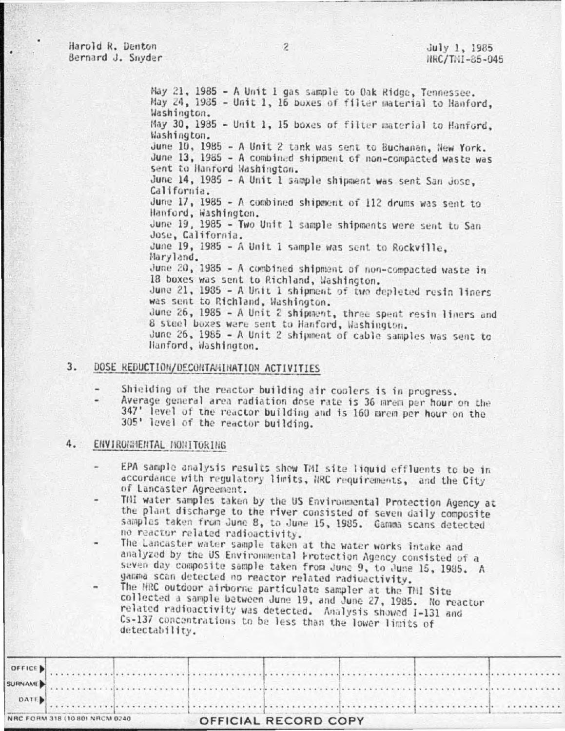May 21, 1985 - A Unit 1 gas sample to Oak Ridge, Tennessee.
May 24, 1985 - Unit 1, 16 boxes of filter material to Hanford, Washington.
May 30, 1985 - Unit 1, 15 boxes of filter material to Hanford, Washington.
June 10, 1985 - A Unit 2 tank was sent to Buchanan, New York.
June 13, 1985 - A combined shipment of non-compacted waste was sent to Hanford Washington.
June 14, 1985 - A Unit 1 sample shipment was sent San Jose, California.
June 17, 1985 - A combined shipment of 112 drums was sent to Hanford, Washington.
June 19, 1985 - Two Unit 1 sample shipments were sent to San Jose, California.
June 19, 1985 - A Unit 1 sample was sent to Rockville, Maryland.
June 20, 1985 - A combined shipment of non-compacted waste in 18 boxes was sent to Richland, Washington.
June 21, 1985 - A Unit 1 shipment of two depleted resin liners was sent to Richland, Washington.
June 26, 1985 - A Unit 2 shipment, three spent resin liners and 8 steel boxes were sent to Hanford, Washington.
June 26, 1985 - A Unit 2 shipment of cable samples was sent to Hanford, Washington.

## 3. DOSE REDUCTION/DECONTAMINATION ACTIVITIES

- Shielding of the reactor building air coolers is in progress.
- Average general area radiation dose rate is 36 mrem per hour on the 347' level of the reactor building and is 160 mrem per hour on the 305' level of the reactor building.

## 4. ENVIRONMENTAL MONITORING

- EPA sample analysis results show TMI site liquid effluents to be in accordance with regulatory limits, NRC requirements, and the City of Lancaster Agreement.
- TMI water samples taken by the US Environmental Protection Agency at the plant discharge to the river consisted of seven daily composite samples taken from June 8, to June 15, 1985. Gamma scans detected no reactor related radioactivity.
- The Lancaster water sample taken at the water works intake and analyzed by the US Environmental Protection Agency consisted of a seven day composite sample taken from June 9, to June 15, 1985. A gamma scan detected no reactor related radioactivity.
- The NRC outdoor airborne particulate sampler at the TMI Site collected a sample between June 19, and June 27, 1985. No reactor related radioactivity was detected. Analysis showed I-131 and Cs-137 concentrations to be less than the lower limits of detectability.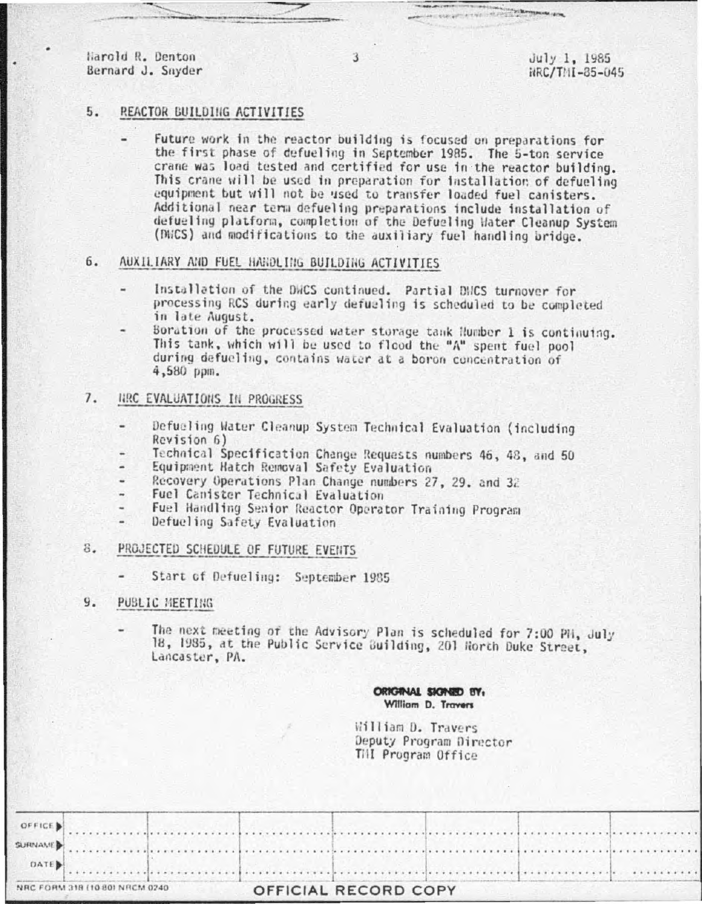## 5. REACTOR BUILDING ACTIVITIES

- Future work in the reactor building is focused on preparations for the first phase of defueling in September 1985. The 5-ton service crane was load tested and certified for use in the reactor building. This crane will be used in preparation for installation of defueling equipment but will not be used to transfer loaded fuel canisters. Additional near term defueling preparations include installation of defueling platform, completion of the Defueling Water Cleanup System (DWCS) and modifications to the auxiliary fuel handling bridge.

## 6. AUXILIARY AND FUEL HANDLING BUILDING ACTIVITIES

- Installation of the DWCS continued. Partial DWCS turnover for processing RCS during early defueling is scheduled to be completed in late August.
- Boration of the processed water storage tank Number 1 is continuing. This tank, which will be used to flood the "A" spent fuel pool during defueling, contains water at a boron concentration of 4,580 ppm.

## 7. NRC EVALUATIONS IN PROGRESS

- Defueling Water Cleanup System Technical Evaluation (including Revision 6)
- Technical Specification Change Requests numbers 46, 48, and 50
- Equipment Hatch Removal Safety Evaluation
- Recovery Operations Plan Change numbers 27, 29, and 32
- Fuel Canister Technical Evaluation
- Fuel Handling Senior Reactor Operator Training Program
- Defueling Safety Evaluation

## 8. PROJECTED SCHEDULE OF FUTURE EVENTS

- Start of Defueling: September 1985

## 9. PUBLIC MEETING

- The next meeting of the Advisory Plan is scheduled for 7:00 PM, July 18, 1985, at the Public Service Building, 201 North Duke Street, Lancaster, PA.

ORIGINAL SIGNED BY:
William D. Travers

William D. Travers
Deputy Program Director
TMI Program Office

| OFFICE ▶ | | | | | | | |
|---|---|---|---|---|---|---|---|
| SURNAME ▶ | | | | | | | |
| DATE ▶ | | | | | | | |

NRC FORM 318 (10 80) NRCM 0240

OFFICIAL RECORD COPY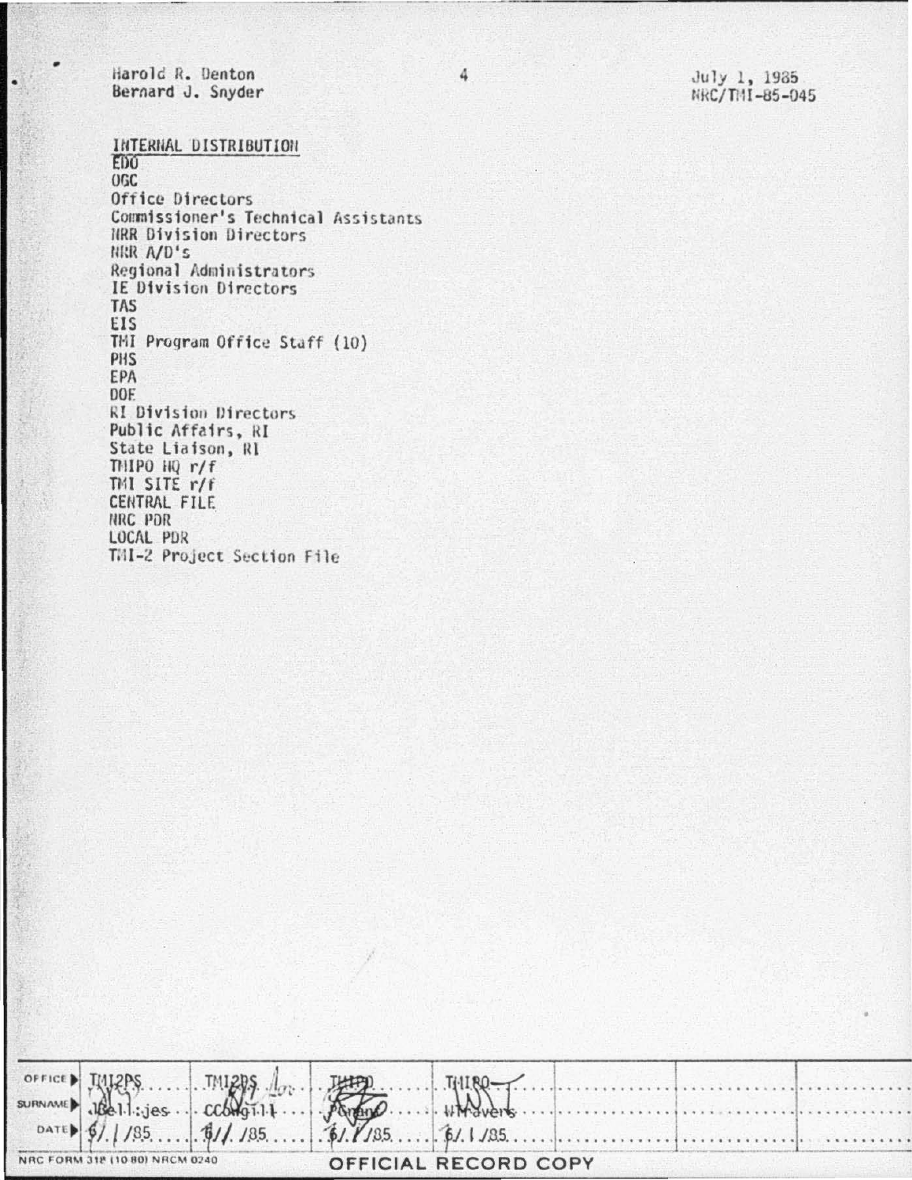Harold R. Denton
Bernard J. Snyder

July 1, 1985
NRC/TMI-85-045

INTERNAL DISTRIBUTION

EDO
OGC
Office Directors
Commissioner's Technical Assistants
NRR Division Directors
NRR A/D's
Regional Administrators
IE Division Directors
TAS
EIS
TMI Program Office Staff (10)
PHS
EPA
DOE
RI Division Directors
Public Affairs, RI
State Liaison, RI
TMIPO HQ r/f
TMI SITE r/f
CENTRAL FILE
NRC PDR
LOCAL PDR
TMI-2 Project Section File

| | | | | |
|---|---|---|---|---|
| OFFICE | TMI2PS | TMI2PS | TMIPO | TMIPO |
| SURNAME | JBell:jes | CCowgill | PGrant | WTravers |
| DATE | 6/ /85 | 6/ /85 | 6/ /85 | 6/ /85 |

NRC FORM 318 (10 80) NRCM 0240

OFFICIAL RECORD COPY